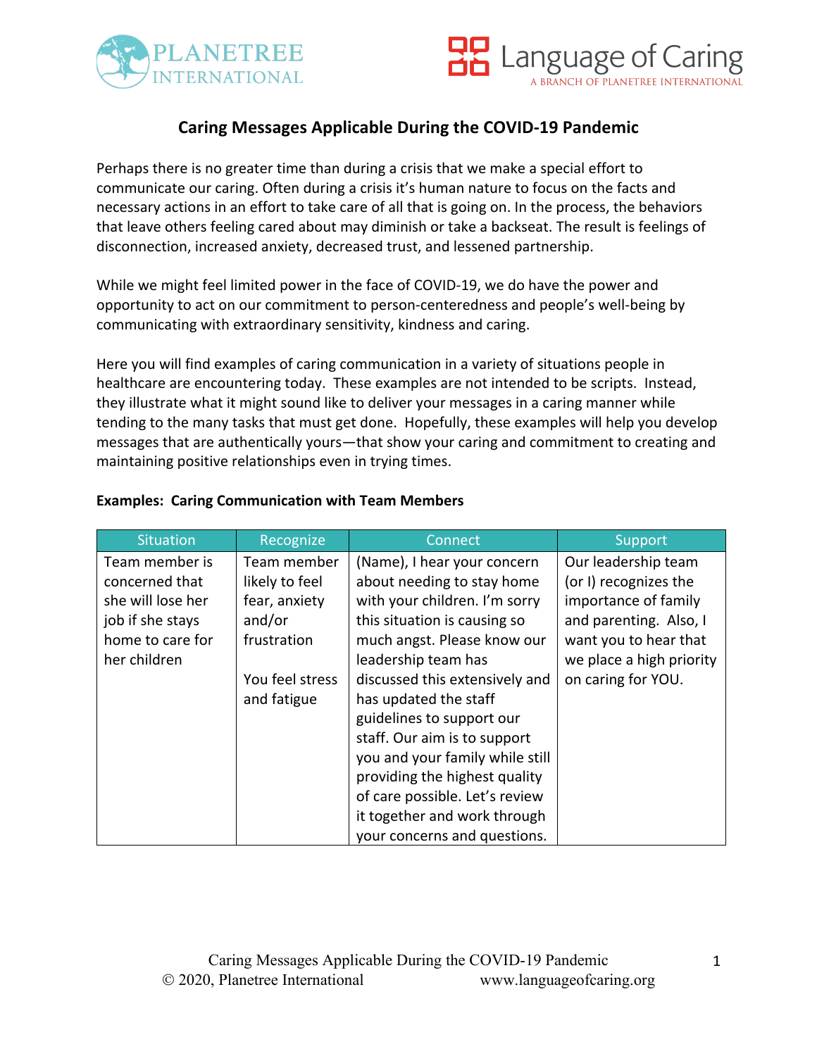# Caring Messages Applicable During the COVID-19 Pandemic

Perhaps there is no greater time than during a crisis that we make a special effort to communicate our caring. Often during a crisis it's human nature to focus on the facts and necessary actions in an effort to take care of all that is going on. In the process, the behaviors that leave others feeling cared about may diminish or take a backseat. The result is feelings of disconnection, increased anxiety, decreased trust, and lessened partnership.

While we might feel limited power in the face of COVID-19, we do have the power and opportunity to act on our commitment to person-centeredness and people's well-being by communicating with extraordinary sensitivity, kindness and caring.

Here you will find examples of caring communication in a variety of situations people in healthcare are encountering today. These examples are not intended to be scripts. Instead, they illustrate what it might sound like to deliver your messages in a caring manner while tending to the many tasks that must get done. Hopefully, these examples will help you develop messages that are authentically yours—that show your caring and commitment to creating and maintaining positive relationships even in trying times.

**Examples: Caring Communication with Team Members**

| Situation | Recognize | Connect | Support |
|---|---|---|---|
| Team member is concerned that she will lose her job if she stays home to care for her children | Team member likely to feel fear, anxiety and/or frustration<br><br>You feel stress and fatigue | (Name), I hear your concern about needing to stay home with your children. I'm sorry this situation is causing so much angst. Please know our leadership team has discussed this extensively and has updated the staff guidelines to support our staff. Our aim is to support you and your family while still providing the highest quality of care possible. Let's review it together and work through your concerns and questions. | Our leadership team (or I) recognizes the importance of family and parenting. Also, I want you to hear that we place a high priority on caring for YOU. |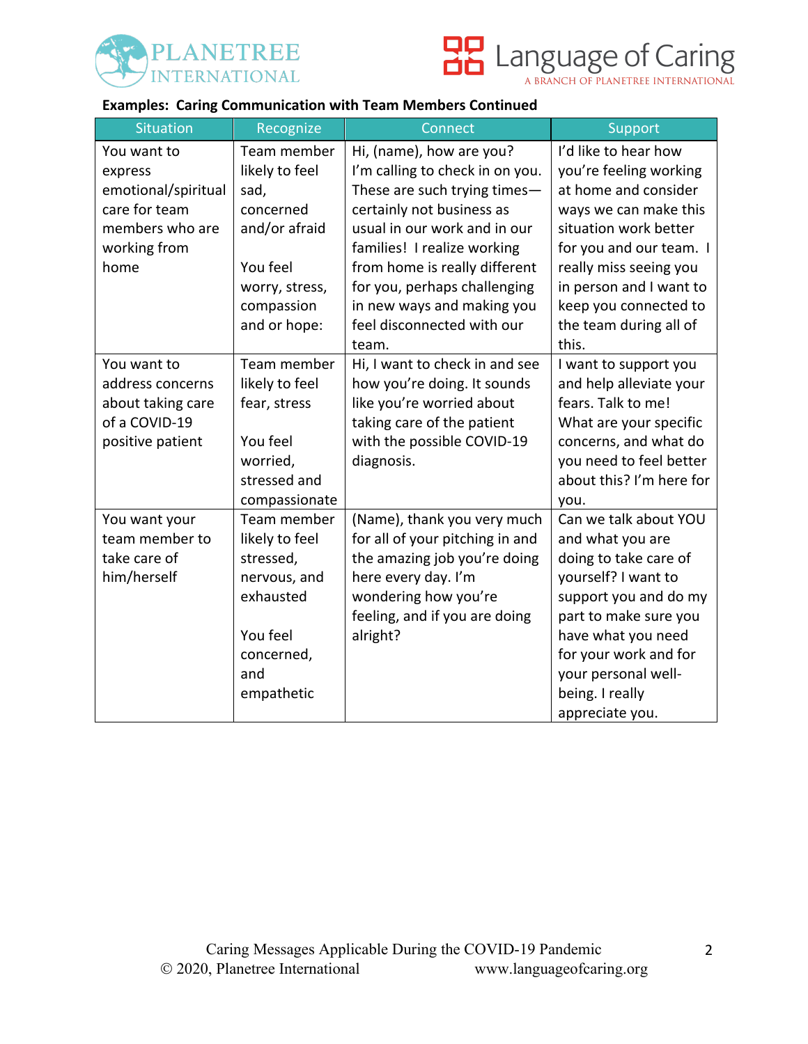**Examples: Caring Communication with Team Members Continued**

| Situation | Recognize | Connect | Support |
|---|---|---|---|
| You want to express emotional/spiritual care for team members who are working from home | Team member likely to feel sad, concerned and/or afraid<br><br>You feel worry, stress, compassion and or hope: | Hi, (name), how are you? I'm calling to check in on you. These are such trying times—certainly not business as usual in our work and in our families! I realize working from home is really different for you, perhaps challenging in new ways and making you feel disconnected with our team. | I'd like to hear how you're feeling working at home and consider ways we can make this situation work better for you and our team. I really miss seeing you in person and I want to keep you connected to the team during all of this. |
| You want to address concerns about taking care of a COVID-19 positive patient | Team member likely to feel fear, stress<br><br>You feel worried, stressed and compassionate | Hi, I want to check in and see how you're doing. It sounds like you're worried about taking care of the patient with the possible COVID-19 diagnosis. | I want to support you and help alleviate your fears. Talk to me! What are your specific concerns, and what do you need to feel better about this? I'm here for you. |
| You want your team member to take care of him/herself | Team member likely to feel stressed, nervous, and exhausted<br><br>You feel concerned, and empathetic | (Name), thank you very much for all of your pitching in and the amazing job you're doing here every day. I'm wondering how you're feeling, and if you are doing alright? | Can we talk about YOU and what you are doing to take care of yourself? I want to support you and do my part to make sure you have what you need for your work and for your personal well-being. I really appreciate you. |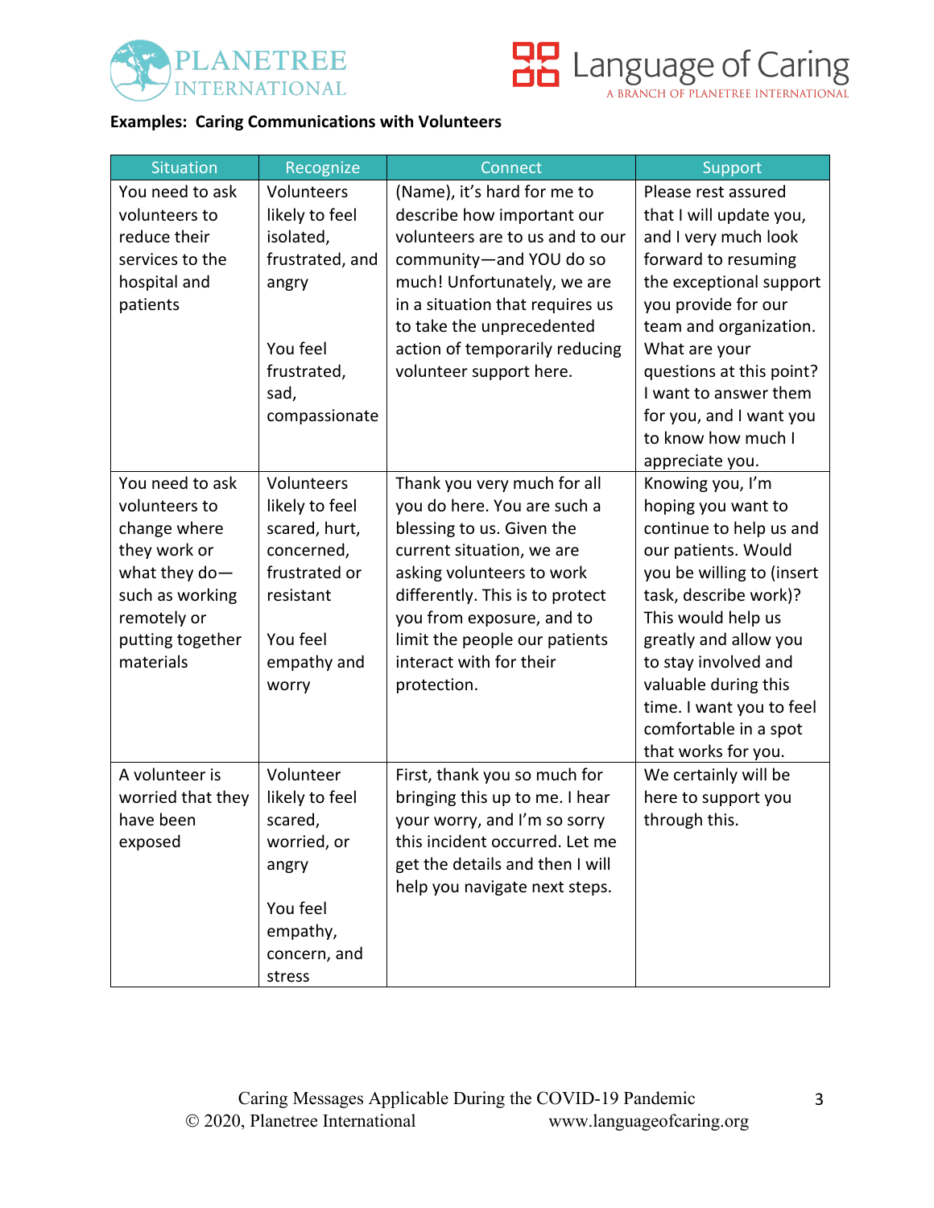**Examples: Caring Communications with Volunteers**

| Situation | Recognize | Connect | Support |
|---|---|---|---|
| You need to ask volunteers to reduce their services to the hospital and patients | Volunteers likely to feel isolated, frustrated, and angry<br><br>You feel frustrated, sad, compassionate | (Name), it's hard for me to describe how important our volunteers are to us and to our community—and YOU do so much! Unfortunately, we are in a situation that requires us to take the unprecedented action of temporarily reducing volunteer support here. | Please rest assured that I will update you, and I very much look forward to resuming the exceptional support you provide for our team and organization. What are your questions at this point? I want to answer them for you, and I want you to know how much I appreciate you. |
| You need to ask volunteers to change where they work or what they do—such as working remotely or putting together materials | Volunteers likely to feel scared, hurt, concerned, frustrated or resistant<br><br>You feel empathy and worry | Thank you very much for all you do here. You are such a blessing to us. Given the current situation, we are asking volunteers to work differently. This is to protect you from exposure, and to limit the people our patients interact with for their protection. | Knowing you, I'm hoping you want to continue to help us and our patients. Would you be willing to (insert task, describe work)? This would help us greatly and allow you to stay involved and valuable during this time. I want you to feel comfortable in a spot that works for you. |
| A volunteer is worried that they have been exposed | Volunteer likely to feel scared, worried, or angry<br><br>You feel empathy, concern, and stress | First, thank you so much for bringing this up to me. I hear your worry, and I'm so sorry this incident occurred. Let me get the details and then I will help you navigate next steps. | We certainly will be here to support you through this. |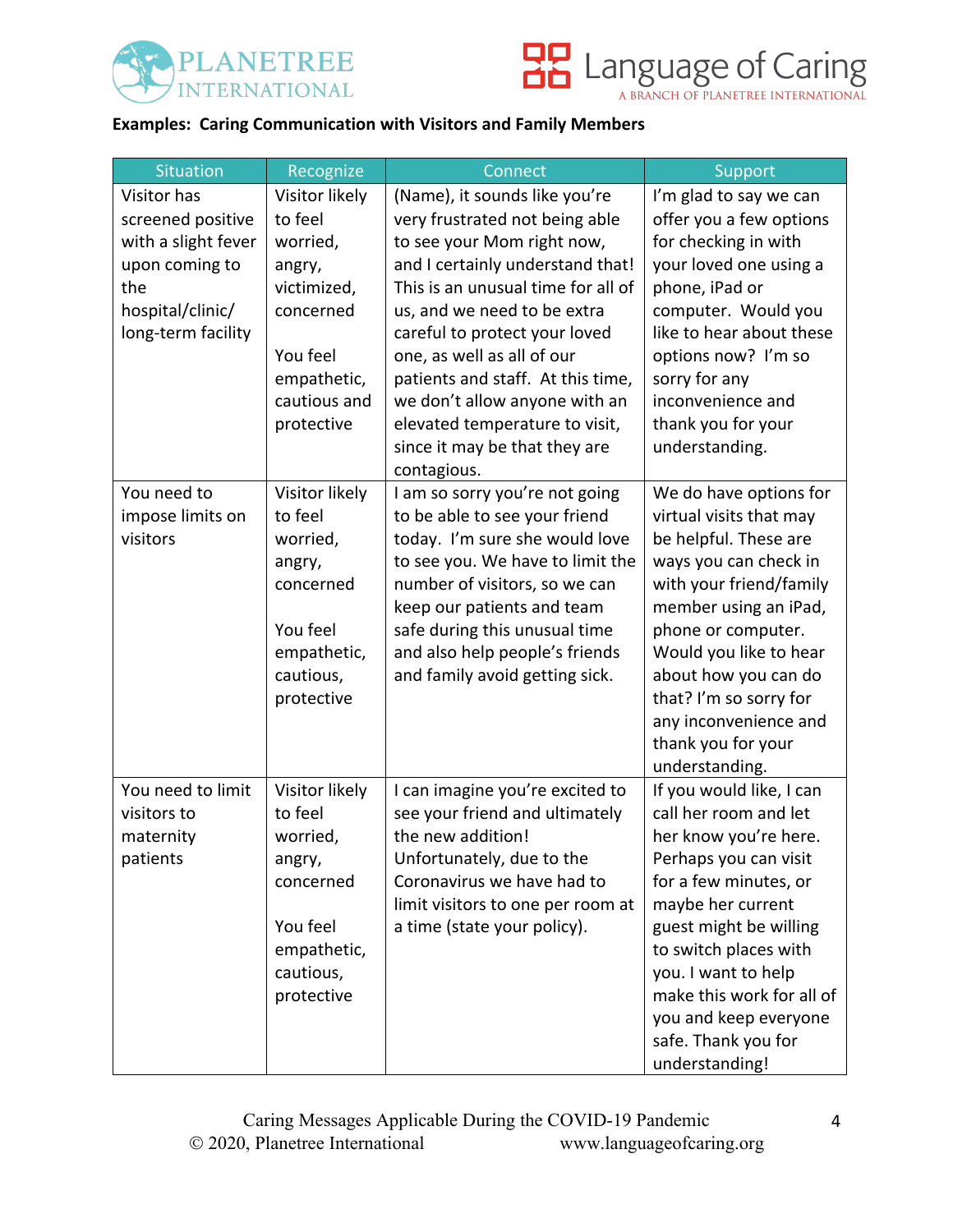**Examples: Caring Communication with Visitors and Family Members**

| Situation | Recognize | Connect | Support |
|---|---|---|---|
| Visitor has screened positive with a slight fever upon coming to the hospital/clinic/ long-term facility | Visitor likely to feel worried, angry, victimized, concerned<br><br>You feel empathetic, cautious and protective | (Name), it sounds like you're very frustrated not being able to see your Mom right now, and I certainly understand that! This is an unusual time for all of us, and we need to be extra careful to protect your loved one, as well as all of our patients and staff. At this time, we don't allow anyone with an elevated temperature to visit, since it may be that they are contagious. | I'm glad to say we can offer you a few options for checking in with your loved one using a phone, iPad or computer. Would you like to hear about these options now? I'm so sorry for any inconvenience and thank you for your understanding. |
| You need to impose limits on visitors | Visitor likely to feel worried, angry, concerned<br><br>You feel empathetic, cautious, protective | I am so sorry you're not going to be able to see your friend today. I'm sure she would love to see you. We have to limit the number of visitors, so we can keep our patients and team safe during this unusual time and also help people's friends and family avoid getting sick. | We do have options for virtual visits that may be helpful. These are ways you can check in with your friend/family member using an iPad, phone or computer. Would you like to hear about how you can do that? I'm so sorry for any inconvenience and thank you for your understanding. |
| You need to limit visitors to maternity patients | Visitor likely to feel worried, angry, concerned<br><br>You feel empathetic, cautious, protective | I can imagine you're excited to see your friend and ultimately the new addition! Unfortunately, due to the Coronavirus we have had to limit visitors to one per room at a time (state your policy). | If you would like, I can call her room and let her know you're here. Perhaps you can visit for a few minutes, or maybe her current guest might be willing to switch places with you. I want to help make this work for all of you and keep everyone safe. Thank you for understanding! |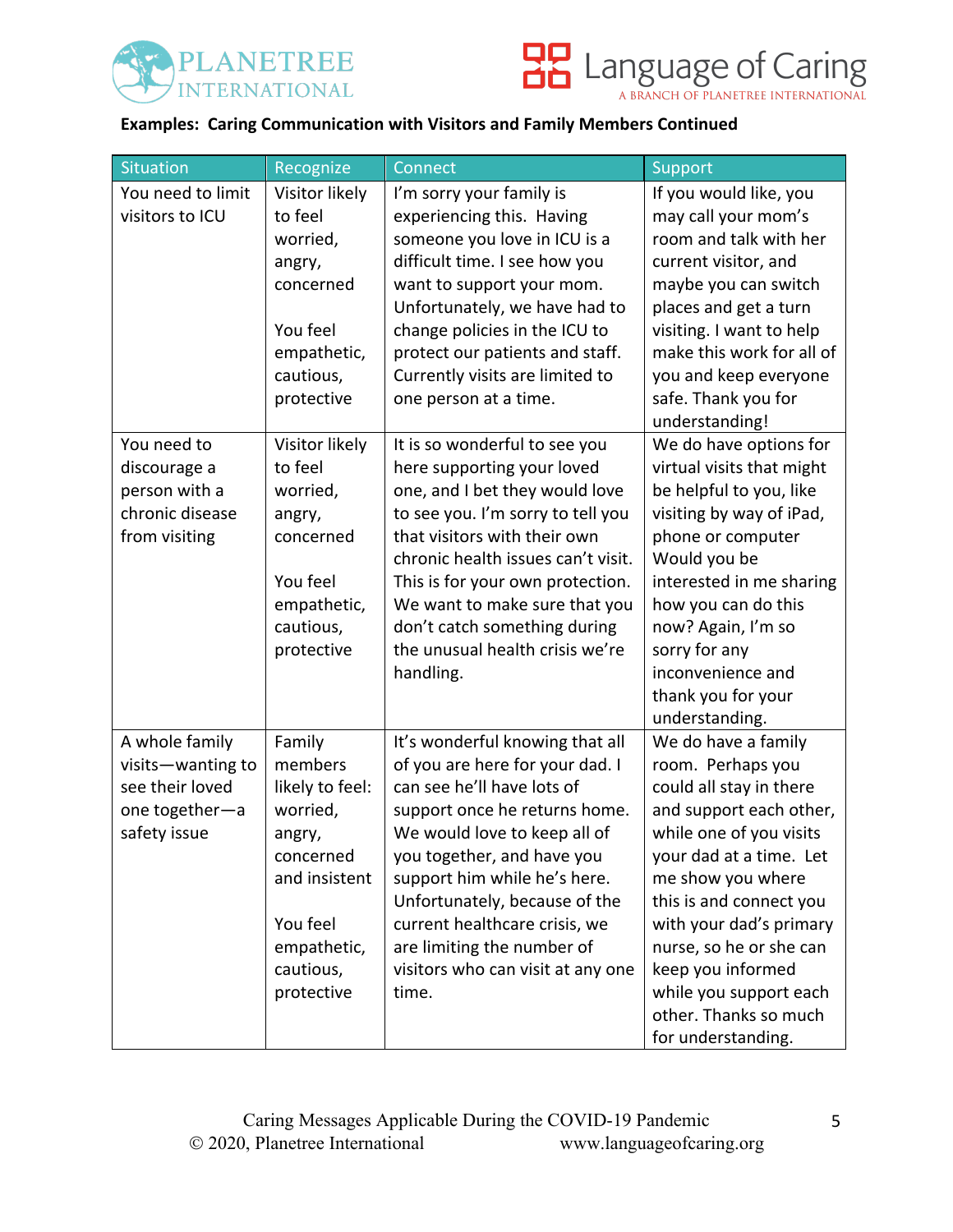**Examples: Caring Communication with Visitors and Family Members Continued**

| Situation | Recognize | Connect | Support |
|---|---|---|---|
| You need to limit visitors to ICU | Visitor likely to feel worried, angry, concerned<br><br>You feel empathetic, cautious, protective | I'm sorry your family is experiencing this. Having someone you love in ICU is a difficult time. I see how you want to support your mom. Unfortunately, we have had to change policies in the ICU to protect our patients and staff. Currently visits are limited to one person at a time. | If you would like, you may call your mom's room and talk with her current visitor, and maybe you can switch places and get a turn visiting. I want to help make this work for all of you and keep everyone safe. Thank you for understanding! |
| You need to discourage a person with a chronic disease from visiting | Visitor likely to feel worried, angry, concerned<br><br>You feel empathetic, cautious, protective | It is so wonderful to see you here supporting your loved one, and I bet they would love to see you. I'm sorry to tell you that visitors with their own chronic health issues can't visit. This is for your own protection. We want to make sure that you don't catch something during the unusual health crisis we're handling. | We do have options for virtual visits that might be helpful to you, like visiting by way of iPad, phone or computer Would you be interested in me sharing how you can do this now? Again, I'm so sorry for any inconvenience and thank you for your understanding. |
| A whole family visits—wanting to see their loved one together—a safety issue | Family members likely to feel: worried, angry, concerned and insistent<br><br>You feel empathetic, cautious, protective | It's wonderful knowing that all of you are here for your dad. I can see he'll have lots of support once he returns home. We would love to keep all of you together, and have you support him while he's here. Unfortunately, because of the current healthcare crisis, we are limiting the number of visitors who can visit at any one time. | We do have a family room. Perhaps you could all stay in there and support each other, while one of you visits your dad at a time. Let me show you where this is and connect you with your dad's primary nurse, so he or she can keep you informed while you support each other. Thanks so much for understanding. |

Caring Messages Applicable During the COVID-19 Pandemic
© 2020, Planetree International www.languageofcaring.org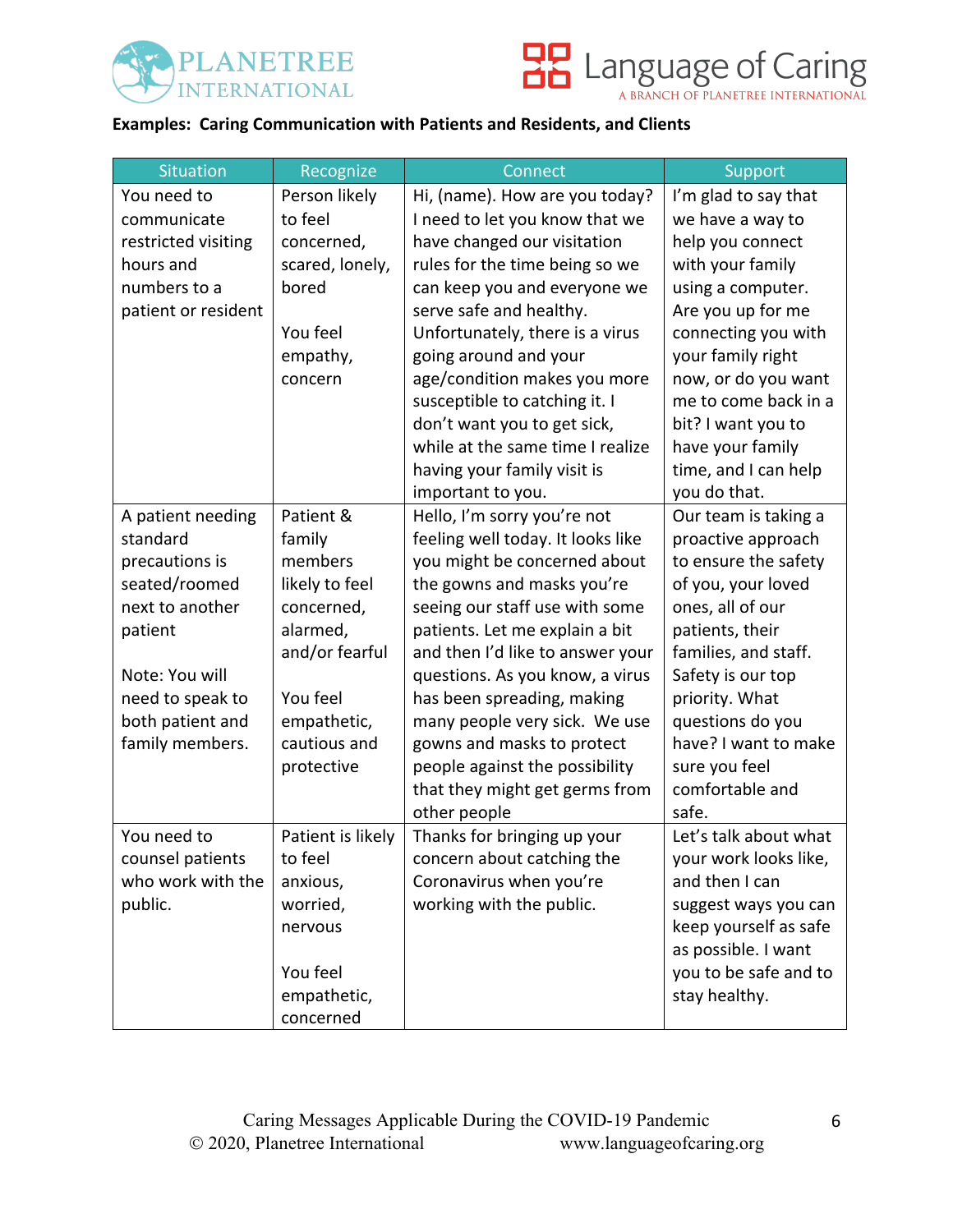**Examples: Caring Communication with Patients and Residents, and Clients**

| Situation | Recognize | Connect | Support |
|---|---|---|---|
| You need to communicate restricted visiting hours and numbers to a patient or resident | Person likely to feel concerned, scared, lonely, bored<br><br>You feel empathy, concern | Hi, (name). How are you today? I need to let you know that we have changed our visitation rules for the time being so we can keep you and everyone we serve safe and healthy. Unfortunately, there is a virus going around and your age/condition makes you more susceptible to catching it. I don't want you to get sick, while at the same time I realize having your family visit is important to you. | I'm glad to say that we have a way to help you connect with your family using a computer. Are you up for me connecting you with your family right now, or do you want me to come back in a bit? I want you to have your family time, and I can help you do that. |
| A patient needing standard precautions is seated/roomed next to another patient<br><br>Note: You will need to speak to both patient and family members. | Patient & family members likely to feel concerned, alarmed, and/or fearful<br><br>You feel empathetic, cautious and protective | Hello, I'm sorry you're not feeling well today. It looks like you might be concerned about the gowns and masks you're seeing our staff use with some patients. Let me explain a bit and then I'd like to answer your questions. As you know, a virus has been spreading, making many people very sick. We use gowns and masks to protect people against the possibility that they might get germs from other people | Our team is taking a proactive approach to ensure the safety of you, your loved ones, all of our patients, their families, and staff. Safety is our top priority. What questions do you have? I want to make sure you feel comfortable and safe. |
| You need to counsel patients who work with the public. | Patient is likely to feel anxious, worried, nervous<br><br>You feel empathetic, concerned | Thanks for bringing up your concern about catching the Coronavirus when you're working with the public. | Let's talk about what your work looks like, and then I can suggest ways you can keep yourself as safe as possible. I want you to be safe and to stay healthy. |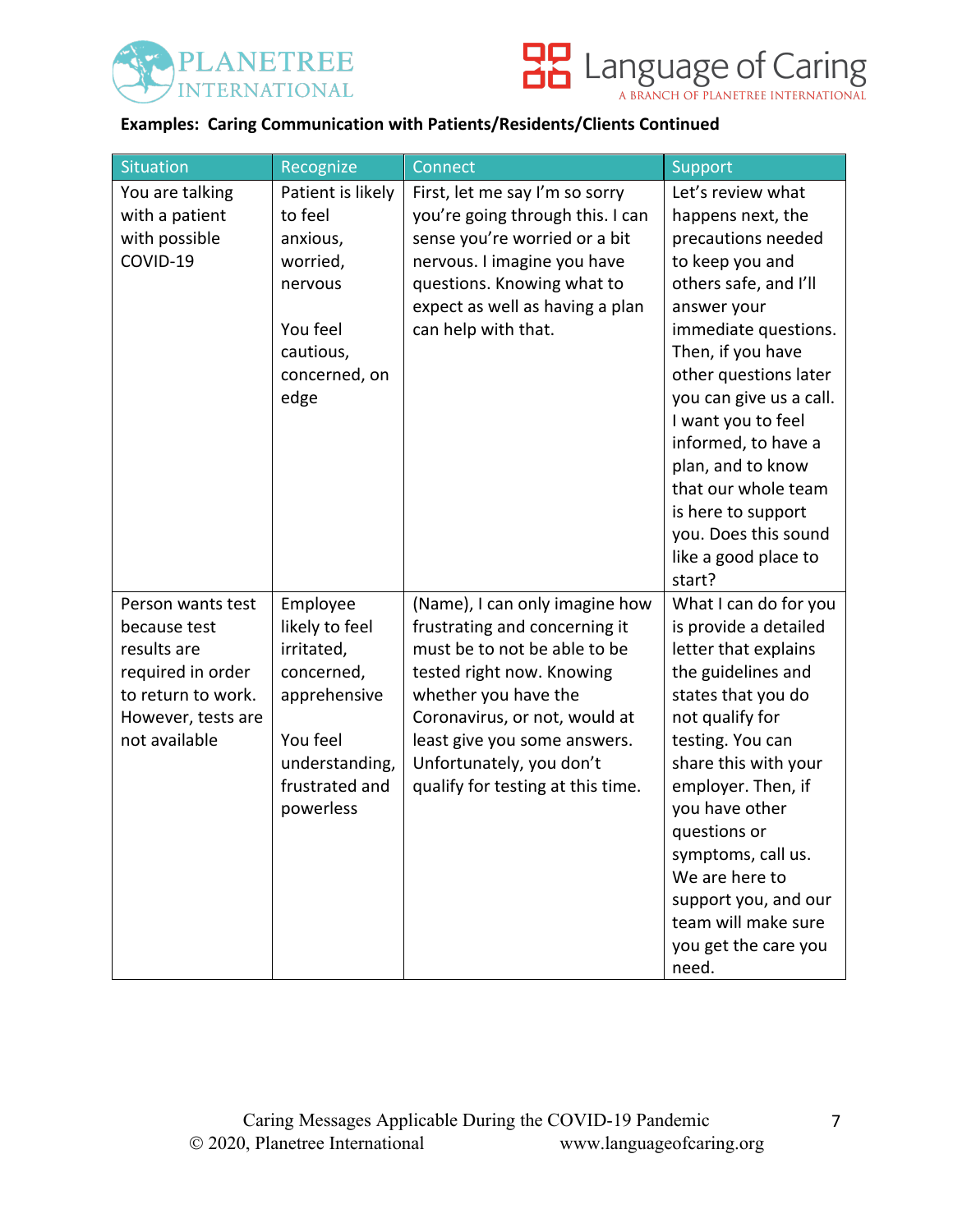**Examples: Caring Communication with Patients/Residents/Clients Continued**

| Situation | Recognize | Connect | Support |
|---|---|---|---|
| You are talking with a patient with possible COVID-19 | Patient is likely to feel anxious, worried, nervous<br><br>You feel cautious, concerned, on edge | First, let me say I'm so sorry you're going through this. I can sense you're worried or a bit nervous. I imagine you have questions. Knowing what to expect as well as having a plan can help with that. | Let's review what happens next, the precautions needed to keep you and others safe, and I'll answer your immediate questions. Then, if you have other questions later you can give us a call. I want you to feel informed, to have a plan, and to know that our whole team is here to support you. Does this sound like a good place to start? |
| Person wants test because test results are required in order to return to work. However, tests are not available | Employee likely to feel irritated, concerned, apprehensive<br><br>You feel understanding, frustrated and powerless | (Name), I can only imagine how frustrating and concerning it must be to not be able to be tested right now. Knowing whether you have the Coronavirus, or not, would at least give you some answers. Unfortunately, you don't qualify for testing at this time. | What I can do for you is provide a detailed letter that explains the guidelines and states that you do not qualify for testing. You can share this with your employer. Then, if you have other questions or symptoms, call us. We are here to support you, and our team will make sure you get the care you need. |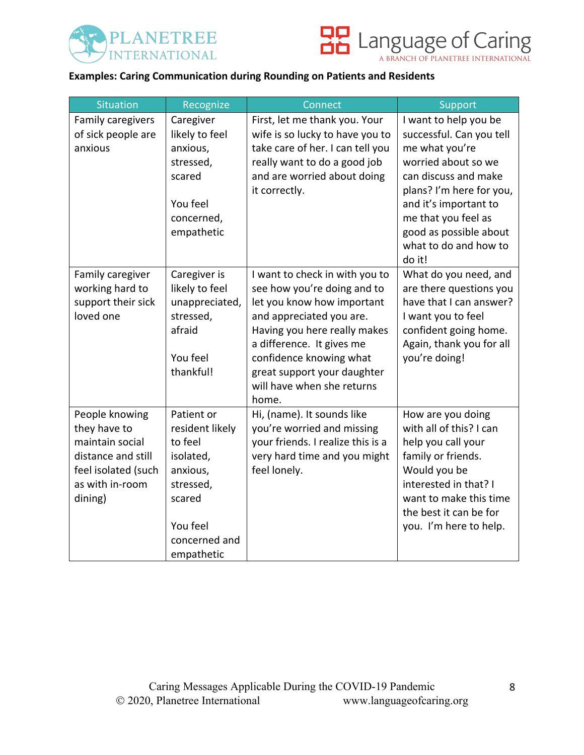**Examples: Caring Communication during Rounding on Patients and Residents**

| Situation | Recognize | Connect | Support |
|---|---|---|---|
| Family caregivers of sick people are anxious | Caregiver likely to feel anxious, stressed, scared<br><br>You feel concerned, empathetic | First, let me thank you. Your wife is so lucky to have you to take care of her. I can tell you really want to do a good job and are worried about doing it correctly. | I want to help you be successful. Can you tell me what you're worried about so we can discuss and make plans? I'm here for you, and it's important to me that you feel as good as possible about what to do and how to do it! |
| Family caregiver working hard to support their sick loved one | Caregiver is likely to feel unappreciated, stressed, afraid<br><br>You feel thankful! | I want to check in with you to see how you're doing and to let you know how important and appreciated you are. Having you here really makes a difference. It gives me confidence knowing what great support your daughter will have when she returns home. | What do you need, and are there questions you have that I can answer? I want you to feel confident going home. Again, thank you for all you're doing! |
| People knowing they have to maintain social distance and still feel isolated (such as with in-room dining) | Patient or resident likely to feel isolated, anxious, stressed, scared<br><br>You feel concerned and empathetic | Hi, (name). It sounds like you're worried and missing your friends. I realize this is a very hard time and you might feel lonely. | How are you doing with all of this? I can help you call your family or friends. Would you be interested in that? I want to make this time the best it can be for you. I'm here to help. |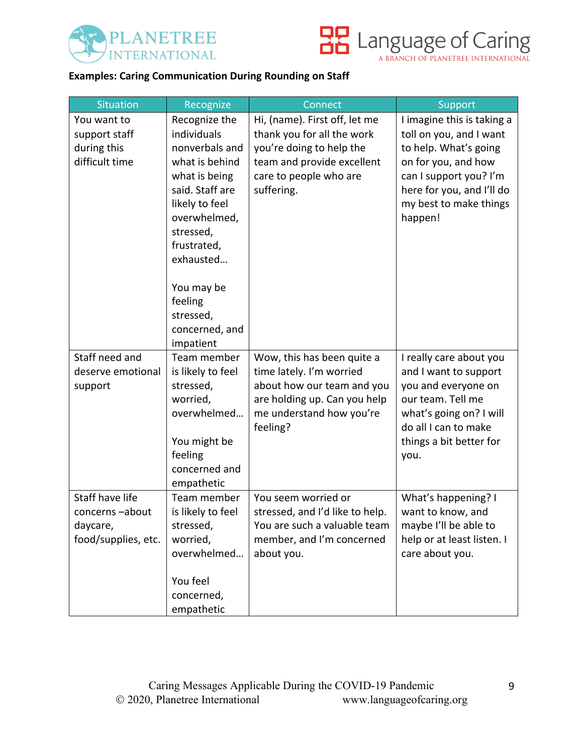**Examples: Caring Communication During Rounding on Staff**

| Situation | Recognize | Connect | Support |
|---|---|---|---|
| You want to support staff during this difficult time | Recognize the individuals nonverbals and what is behind what is being said. Staff are likely to feel overwhelmed, stressed, frustrated, exhausted…<br><br>You may be feeling stressed, concerned, and impatient | Hi, (name). First off, let me thank you for all the work you're doing to help the team and provide excellent care to people who are suffering. | I imagine this is taking a toll on you, and I want to help. What's going on for you, and how can I support you? I'm here for you, and I'll do my best to make things happen! |
| Staff need and deserve emotional support | Team member is likely to feel stressed, worried, overwhelmed…<br><br>You might be feeling concerned and empathetic | Wow, this has been quite a time lately. I'm worried about how our team and you are holding up. Can you help me understand how you're feeling? | I really care about you and I want to support you and everyone on our team. Tell me what's going on? I will do all I can to make things a bit better for you. |
| Staff have life concerns –about daycare, food/supplies, etc. | Team member is likely to feel stressed, worried, overwhelmed…<br><br>You feel concerned, empathetic | You seem worried or stressed, and I'd like to help. You are such a valuable team member, and I'm concerned about you. | What's happening? I want to know, and maybe I'll be able to help or at least listen. I care about you. |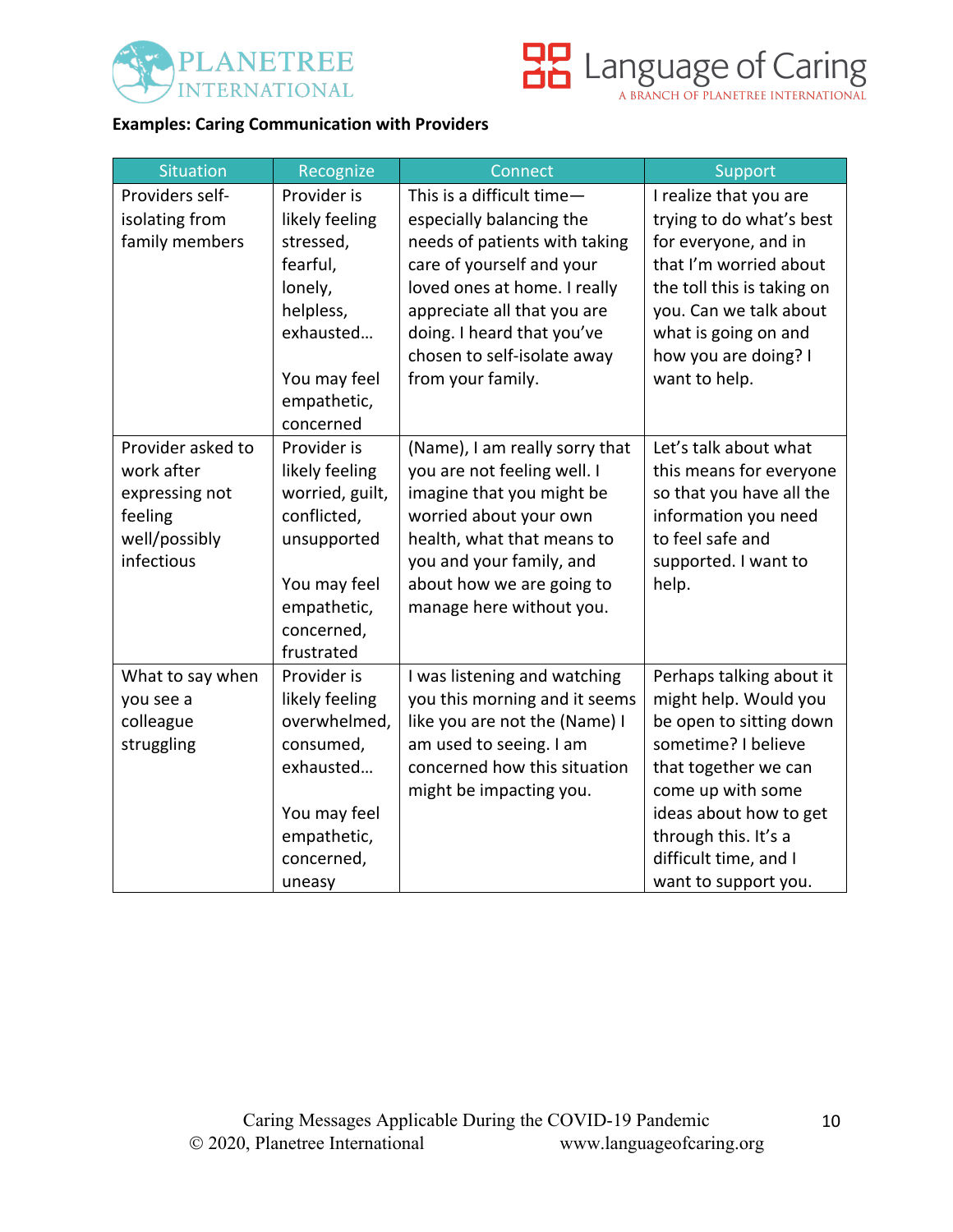**Examples: Caring Communication with Providers**

| Situation | Recognize | Connect | Support |
|---|---|---|---|
| Providers self-isolating from family members | Provider is likely feeling stressed, fearful, lonely, helpless, exhausted…<br><br>You may feel empathetic, concerned | This is a difficult time—especially balancing the needs of patients with taking care of yourself and your loved ones at home. I really appreciate all that you are doing. I heard that you've chosen to self-isolate away from your family. | I realize that you are trying to do what's best for everyone, and in that I'm worried about the toll this is taking on you. Can we talk about what is going on and how you are doing? I want to help. |
| Provider asked to work after expressing not feeling well/possibly infectious | Provider is likely feeling worried, guilt, conflicted, unsupported<br><br>You may feel empathetic, concerned, frustrated | (Name), I am really sorry that you are not feeling well. I imagine that you might be worried about your own health, what that means to you and your family, and about how we are going to manage here without you. | Let's talk about what this means for everyone so that you have all the information you need to feel safe and supported. I want to help. |
| What to say when you see a colleague struggling | Provider is likely feeling overwhelmed, consumed, exhausted…<br><br>You may feel empathetic, concerned, uneasy | I was listening and watching you this morning and it seems like you are not the (Name) I am used to seeing. I am concerned how this situation might be impacting you. | Perhaps talking about it might help. Would you be open to sitting down sometime? I believe that together we can come up with some ideas about how to get through this. It's a difficult time, and I want to support you. |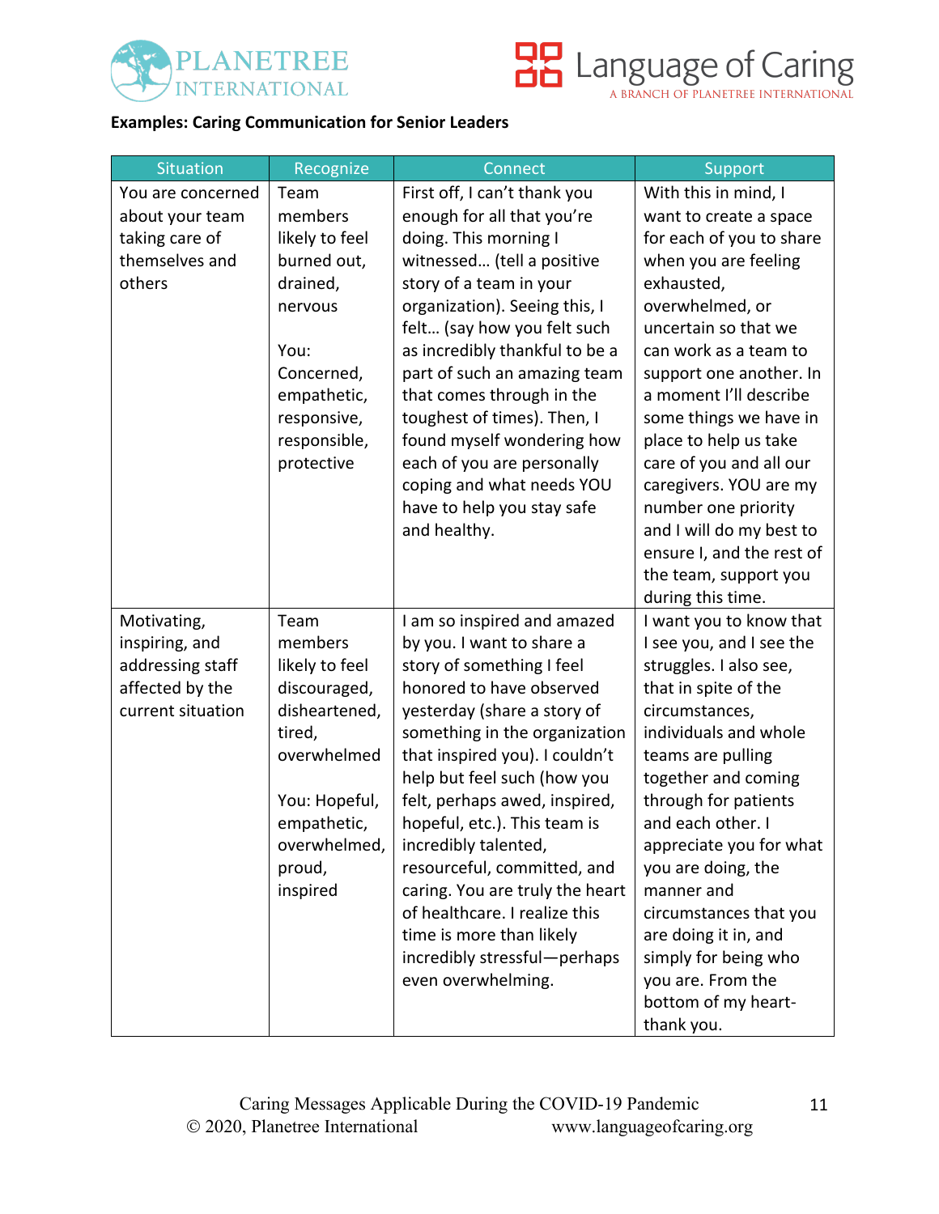**Examples: Caring Communication for Senior Leaders**

| Situation | Recognize | Connect | Support |
|---|---|---|---|
| You are concerned about your team taking care of themselves and others | Team members likely to feel burned out, drained, nervous<br><br>You: Concerned, empathetic, responsive, responsible, protective | First off, I can't thank you enough for all that you're doing. This morning I witnessed… (tell a positive story of a team in your organization). Seeing this, I felt… (say how you felt such as incredibly thankful to be a part of such an amazing team that comes through in the toughest of times). Then, I found myself wondering how each of you are personally coping and what needs YOU have to help you stay safe and healthy. | With this in mind, I want to create a space for each of you to share when you are feeling exhausted, overwhelmed, or uncertain so that we can work as a team to support one another. In a moment I'll describe some things we have in place to help us take care of you and all our caregivers. YOU are my number one priority and I will do my best to ensure I, and the rest of the team, support you during this time. |
| Motivating, inspiring, and addressing staff affected by the current situation | Team members likely to feel discouraged, disheartened, tired, overwhelmed<br><br>You: Hopeful, empathetic, overwhelmed, proud, inspired | I am so inspired and amazed by you. I want to share a story of something I feel honored to have observed yesterday (share a story of something in the organization that inspired you). I couldn't help but feel such (how you felt, perhaps awed, inspired, hopeful, etc.). This team is incredibly talented, resourceful, committed, and caring. You are truly the heart of healthcare. I realize this time is more than likely incredibly stressful—perhaps even overwhelming. | I want you to know that I see you, and I see the struggles. I also see, that in spite of the circumstances, individuals and whole teams are pulling together and coming through for patients and each other. I appreciate you for what you are doing, the manner and circumstances that you are doing it in, and simply for being who you are. From the bottom of my heart- thank you. |